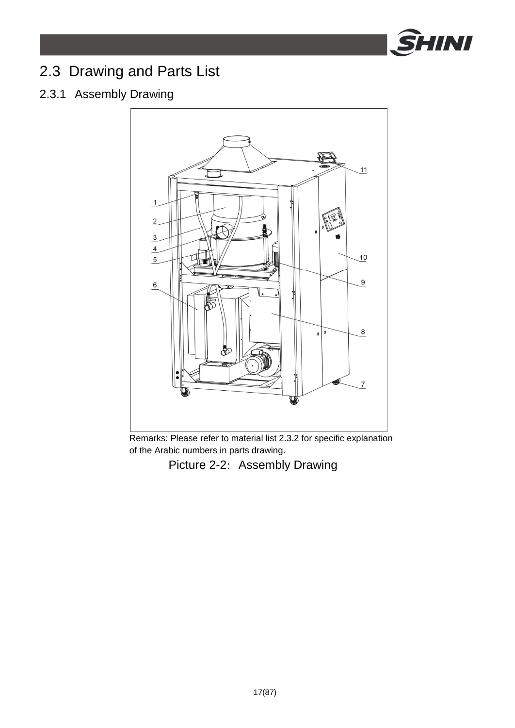## 2.3 Drawing and Parts List

### 2.3.1 Assembly Drawing

Remarks: Please refer to material list 2.3.2 for specific explanation of the Arabic numbers in parts drawing.

Picture 2-2: Assembly Drawing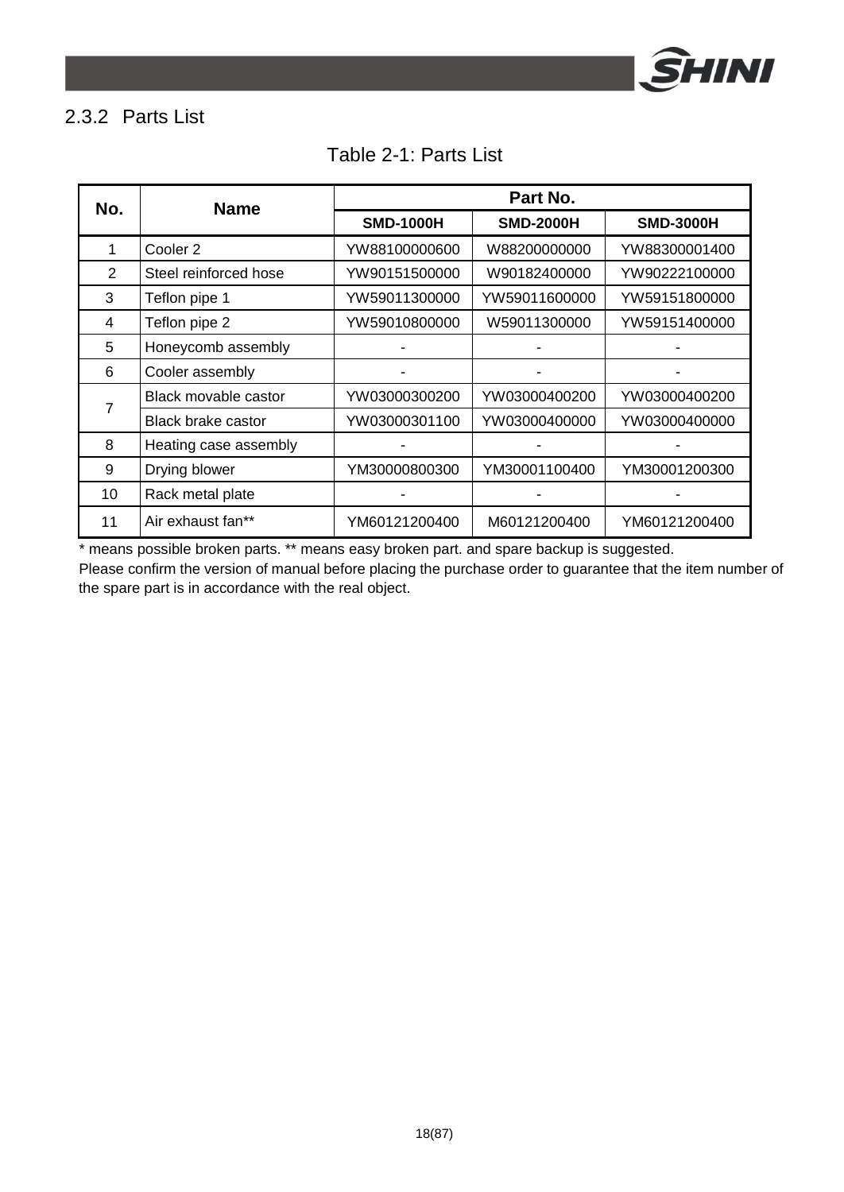### 2.3.2 Parts List

Table 2-1: Parts List

| No. | Name | Part No. | | |
|---|---|---|---|---|
| | | SMD-1000H | SMD-2000H | SMD-3000H |
| 1 | Cooler 2 | YW88100000600 | W88200000000 | YW88300001400 |
| 2 | Steel reinforced hose | YW90151500000 | W90182400000 | YW90222100000 |
| 3 | Teflon pipe 1 | YW59011300000 | YW59011600000 | YW59151800000 |
| 4 | Teflon pipe 2 | YW59010800000 | W59011300000 | YW59151400000 |
| 5 | Honeycomb assembly | - | - | - |
| 6 | Cooler assembly | - | - | - |
| 7 | Black movable castor | YW03000300200 | YW03000400200 | YW03000400200 |
| | Black brake castor | YW03000301100 | YW03000400000 | YW03000400000 |
| 8 | Heating case assembly | - | - | - |
| 9 | Drying blower | YM30000800300 | YM30001100400 | YM30001200300 |
| 10 | Rack metal plate | - | - | - |
| 11 | Air exhaust fan** | YM60121200400 | M60121200400 | YM60121200400 |

* means possible broken parts. ** means easy broken part. and spare backup is suggested.

Please confirm the version of manual before placing the purchase order to guarantee that the item number of the spare part is in accordance with the real object.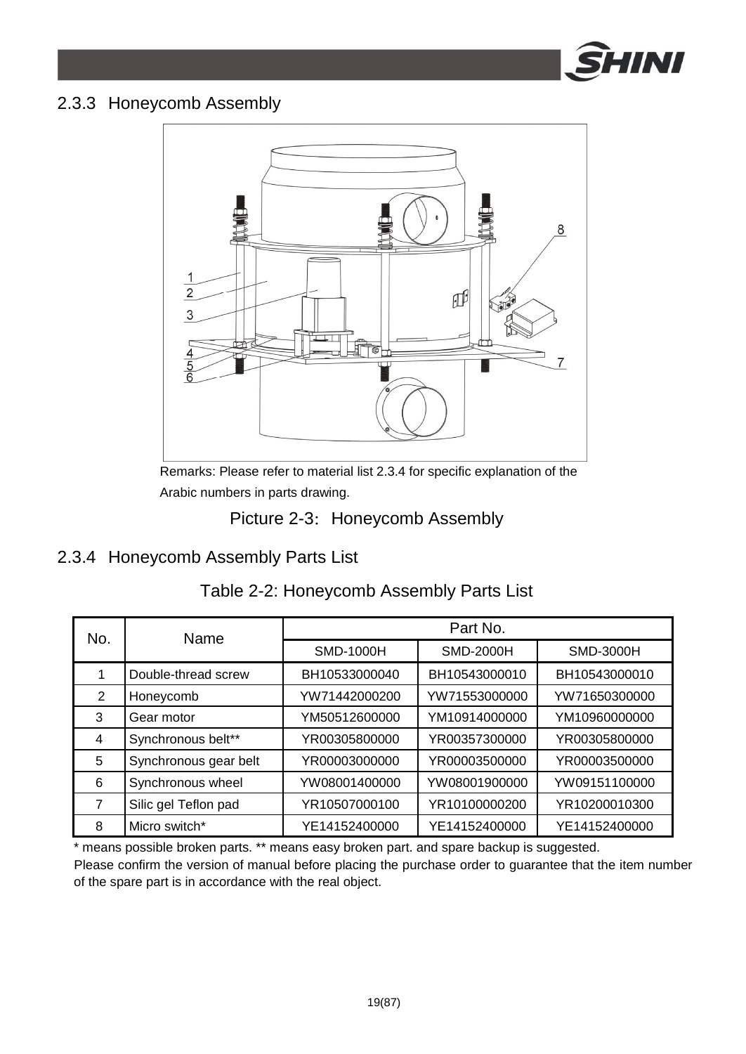## 2.3.3 Honeycomb Assembly

Remarks: Please refer to material list 2.3.4 for specific explanation of the Arabic numbers in parts drawing.

Picture 2-3: Honeycomb Assembly

## 2.3.4 Honeycomb Assembly Parts List

Table 2-2: Honeycomb Assembly Parts List

| No. | Name | Part No. | | |
|---|---|---|---|---|
| | | SMD-1000H | SMD-2000H | SMD-3000H |
| 1 | Double-thread screw | BH10533000040 | BH10543000010 | BH10543000010 |
| 2 | Honeycomb | YW71442000200 | YW71553000000 | YW71650300000 |
| 3 | Gear motor | YM50512600000 | YM10914000000 | YM10960000000 |
| 4 | Synchronous belt** | YR00305800000 | YR00357300000 | YR00305800000 |
| 5 | Synchronous gear belt | YR00003000000 | YR00003500000 | YR00003500000 |
| 6 | Synchronous wheel | YW08001400000 | YW08001900000 | YW09151100000 |
| 7 | Silic gel Teflon pad | YR10507000100 | YR10100000200 | YR10200010300 |
| 8 | Micro switch* | YE14152400000 | YE14152400000 | YE14152400000 |

* means possible broken parts. ** means easy broken part. and spare backup is suggested.

Please confirm the version of manual before placing the purchase order to guarantee that the item number of the spare part is in accordance with the real object.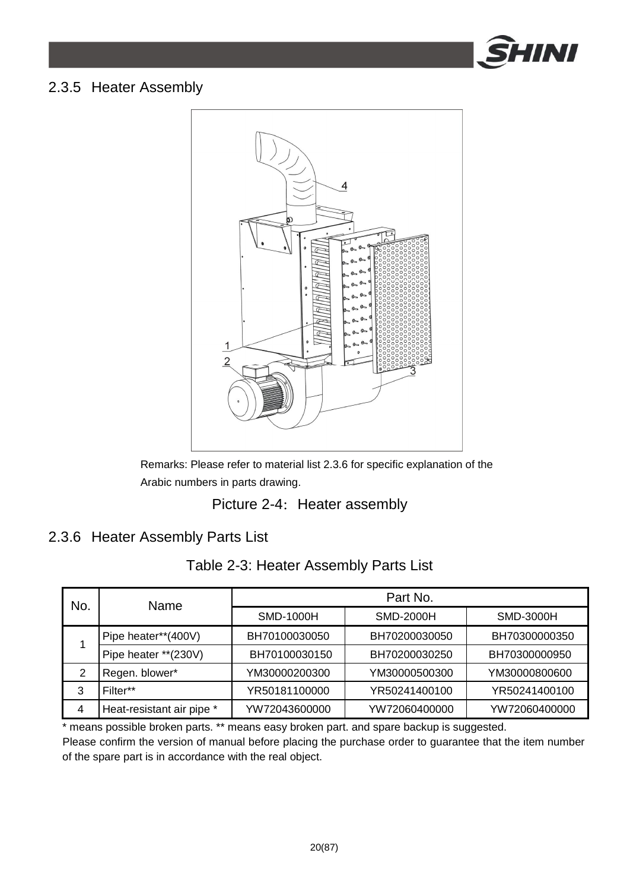## 2.3.5 Heater Assembly

Remarks: Please refer to material list 2.3.6 for specific explanation of the Arabic numbers in parts drawing.

Picture 2-4: Heater assembly

## 2.3.6 Heater Assembly Parts List

Table 2-3: Heater Assembly Parts List

| No. | Name | Part No. | | |
|---|---|---|---|---|
| | | SMD-1000H | SMD-2000H | SMD-3000H |
| 1 | Pipe heater**(400V) | BH70100030050 | BH70200030050 | BH70300000350 |
| | Pipe heater **(230V) | BH70100030150 | BH70200030250 | BH70300000950 |
| 2 | Regen. blower* | YM30000200300 | YM30000500300 | YM30000800600 |
| 3 | Filter** | YR50181100000 | YR50241400100 | YR50241400100 |
| 4 | Heat-resistant air pipe * | YW72043600000 | YW72060400000 | YW72060400000 |

* means possible broken parts. ** means easy broken part. and spare backup is suggested.

Please confirm the version of manual before placing the purchase order to guarantee that the item number of the spare part is in accordance with the real object.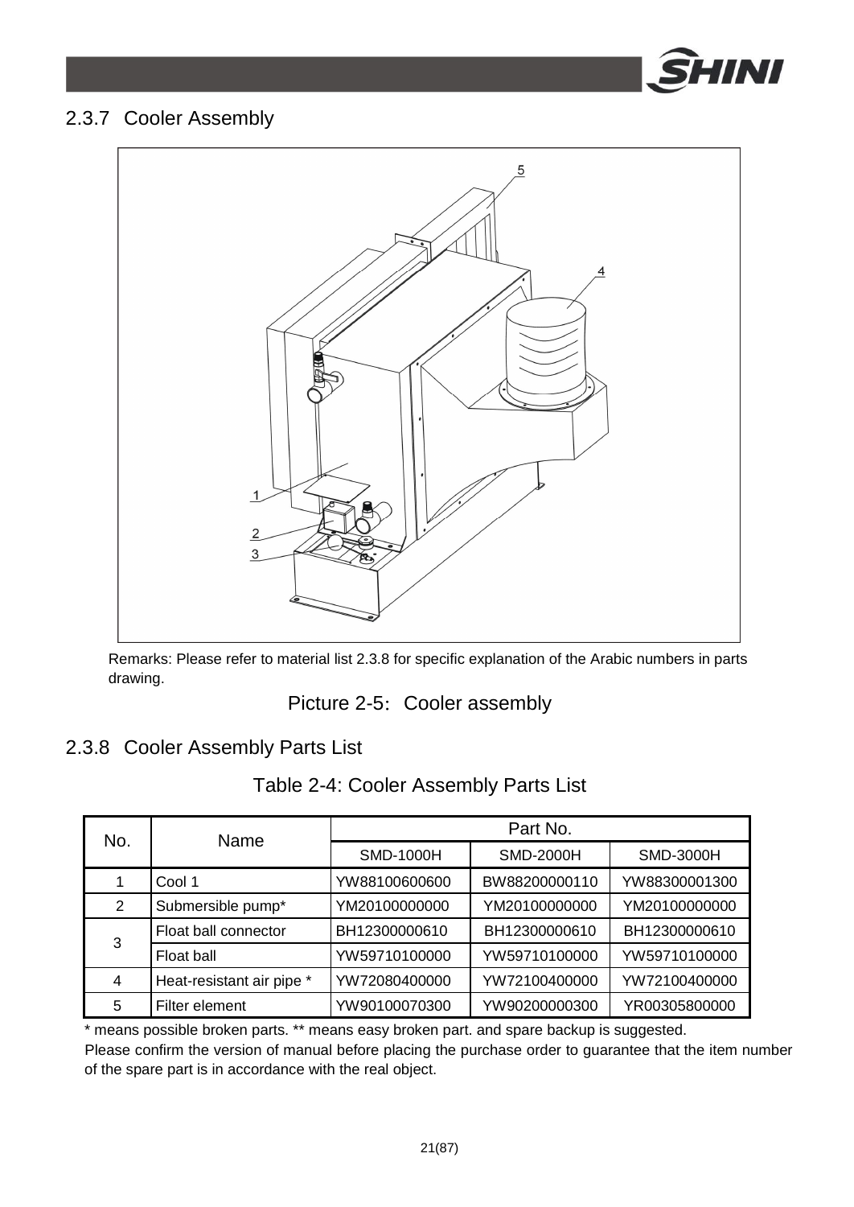### 2.3.7 Cooler Assembly

5

4

1

2

3

Remarks: Please refer to material list 2.3.8 for specific explanation of the Arabic numbers in parts drawing.

Picture 2-5: Cooler assembly

### 2.3.8 Cooler Assembly Parts List

Table 2-4: Cooler Assembly Parts List

| No. | Name | Part No. | | |
|---|---|---|---|---|
| | | SMD-1000H | SMD-2000H | SMD-3000H |
| 1 | Cool 1 | YW88100600600 | BW88200000110 | YW88300001300 |
| 2 | Submersible pump* | YM20100000000 | YM20100000000 | YM20100000000 |
| 3 | Float ball connector | BH12300000610 | BH12300000610 | BH12300000610 |
| | Float ball | YW59710100000 | YW59710100000 | YW59710100000 |
| 4 | Heat-resistant air pipe * | YW72080400000 | YW72100400000 | YW72100400000 |
| 5 | Filter element | YW90100070300 | YW90200000300 | YR00305800000 |

* means possible broken parts. ** means easy broken part. and spare backup is suggested.

Please confirm the version of manual before placing the purchase order to guarantee that the item number of the spare part is in accordance with the real object.